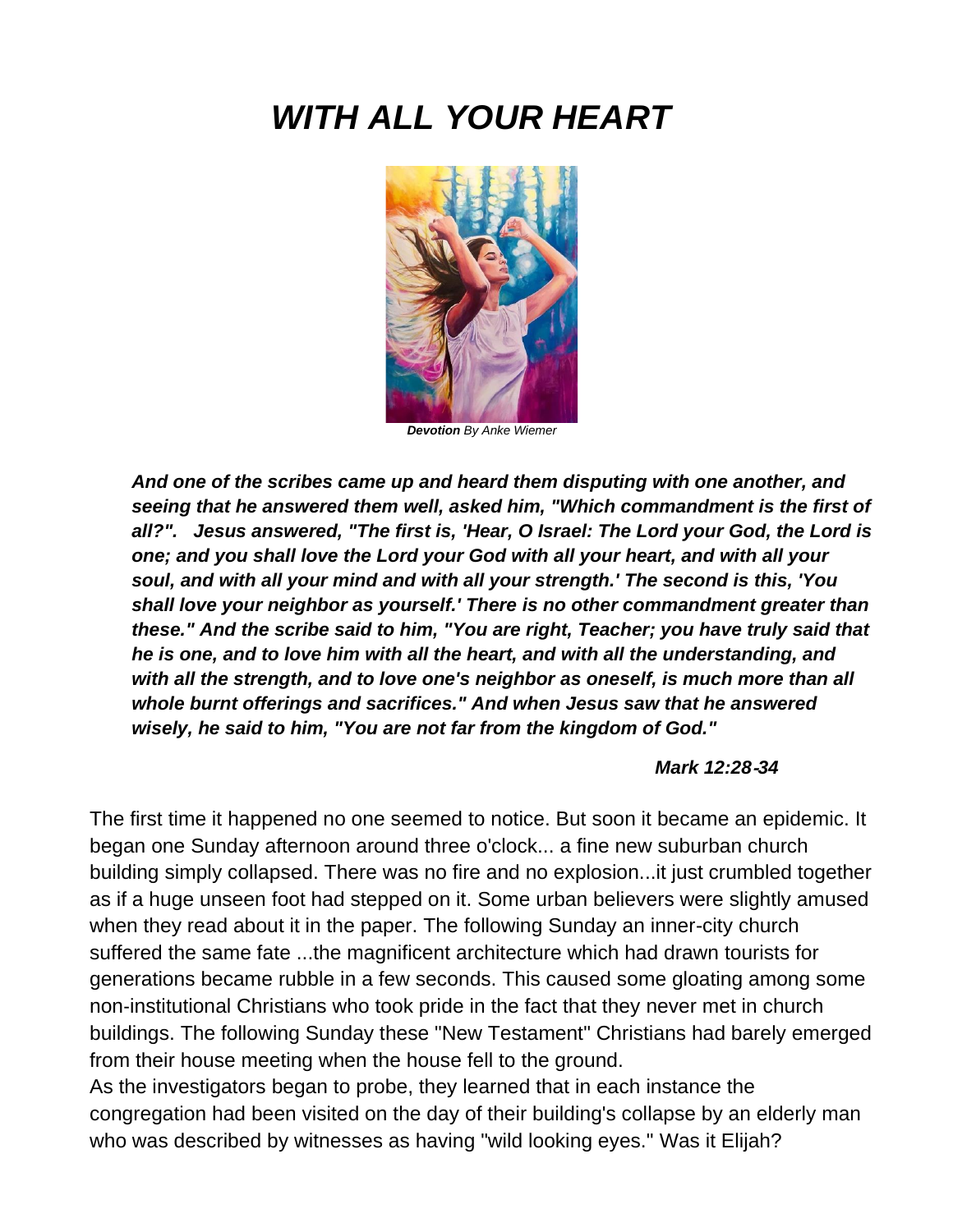# *WITH ALL YOUR HEART*

***Devotion** By Anke Wiemer*

***And one of the scribes came up and heard them disputing with one another, and seeing that he answered them well, asked him, "Which commandment is the first of all?". Jesus answered, "The first is, 'Hear, O Israel: The Lord your God, the Lord is one; and you shall love the Lord your God with all your heart, and with all your soul, and with all your mind and with all your strength.' The second is this, 'You shall love your neighbor as yourself.' There is no other commandment greater than these." And the scribe said to him, "You are right, Teacher; you have truly said that he is one, and to love him with all the heart, and with all the understanding, and with all the strength, and to love one's neighbor as oneself, is much more than all whole burnt offerings and sacrifices." And when Jesus saw that he answered wisely, he said to him, "You are not far from the kingdom of God."***

***Mark 12:28-34***

The first time it happened no one seemed to notice. But soon it became an epidemic. It began one Sunday afternoon around three o'clock... a fine new suburban church building simply collapsed. There was no fire and no explosion...it just crumbled together as if a huge unseen foot had stepped on it. Some urban believers were slightly amused when they read about it in the paper. The following Sunday an inner-city church suffered the same fate ...the magnificent architecture which had drawn tourists for generations became rubble in a few seconds. This caused some gloating among some non-institutional Christians who took pride in the fact that they never met in church buildings. The following Sunday these "New Testament" Christians had barely emerged from their house meeting when the house fell to the ground.

As the investigators began to probe, they learned that in each instance the congregation had been visited on the day of their building's collapse by an elderly man who was described by witnesses as having "wild looking eyes." Was it Elijah?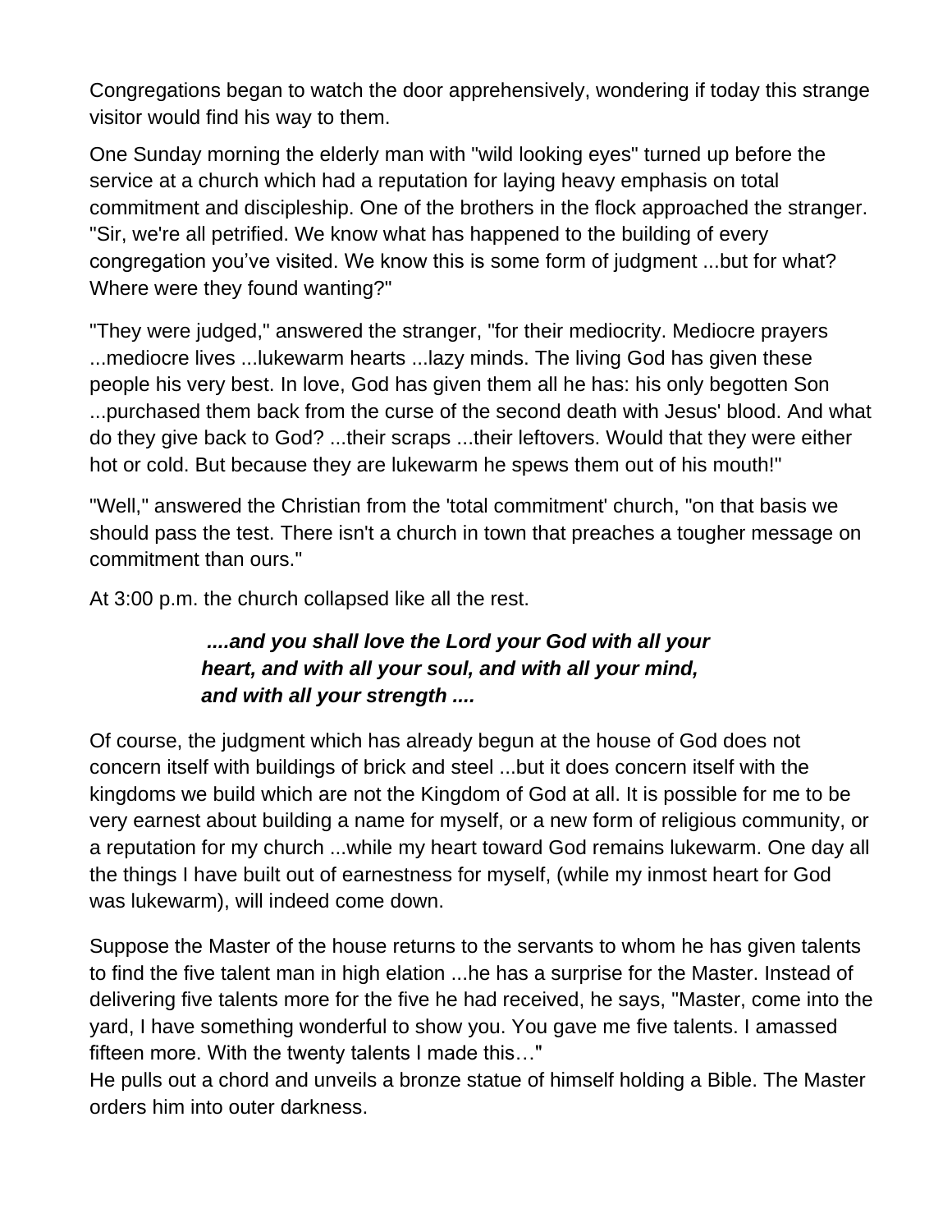Congregations began to watch the door apprehensively, wondering if today this strange visitor would find his way to them.

One Sunday morning the elderly man with "wild looking eyes" turned up before the service at a church which had a reputation for laying heavy emphasis on total commitment and discipleship. One of the brothers in the flock approached the stranger. "Sir, we're all petrified. We know what has happened to the building of every congregation you've visited. We know this is some form of judgment ...but for what? Where were they found wanting?"

"They were judged," answered the stranger, "for their mediocrity. Mediocre prayers ...mediocre lives ...lukewarm hearts ...lazy minds. The living God has given these people his very best. In love, God has given them all he has: his only begotten Son ...purchased them back from the curse of the second death with Jesus' blood. And what do they give back to God? ...their scraps ...their leftovers. Would that they were either hot or cold. But because they are lukewarm he spews them out of his mouth!"

"Well," answered the Christian from the 'total commitment' church, "on that basis we should pass the test. There isn't a church in town that preaches a tougher message on commitment than ours."

At 3:00 p.m. the church collapsed like all the rest.

> ***....and you shall love the Lord your God with all your heart, and with all your soul, and with all your mind, and with all your strength ....***

Of course, the judgment which has already begun at the house of God does not concern itself with buildings of brick and steel ...but it does concern itself with the kingdoms we build which are not the Kingdom of God at all. It is possible for me to be very earnest about building a name for myself, or a new form of religious community, or a reputation for my church ...while my heart toward God remains lukewarm. One day all the things I have built out of earnestness for myself, (while my inmost heart for God was lukewarm), will indeed come down.

Suppose the Master of the house returns to the servants to whom he has given talents to find the five talent man in high elation ...he has a surprise for the Master. Instead of delivering five talents more for the five he had received, he says, "Master, come into the yard, I have something wonderful to show you. You gave me five talents. I amassed fifteen more. With the twenty talents I made this…"
He pulls out a chord and unveils a bronze statue of himself holding a Bible. The Master orders him into outer darkness.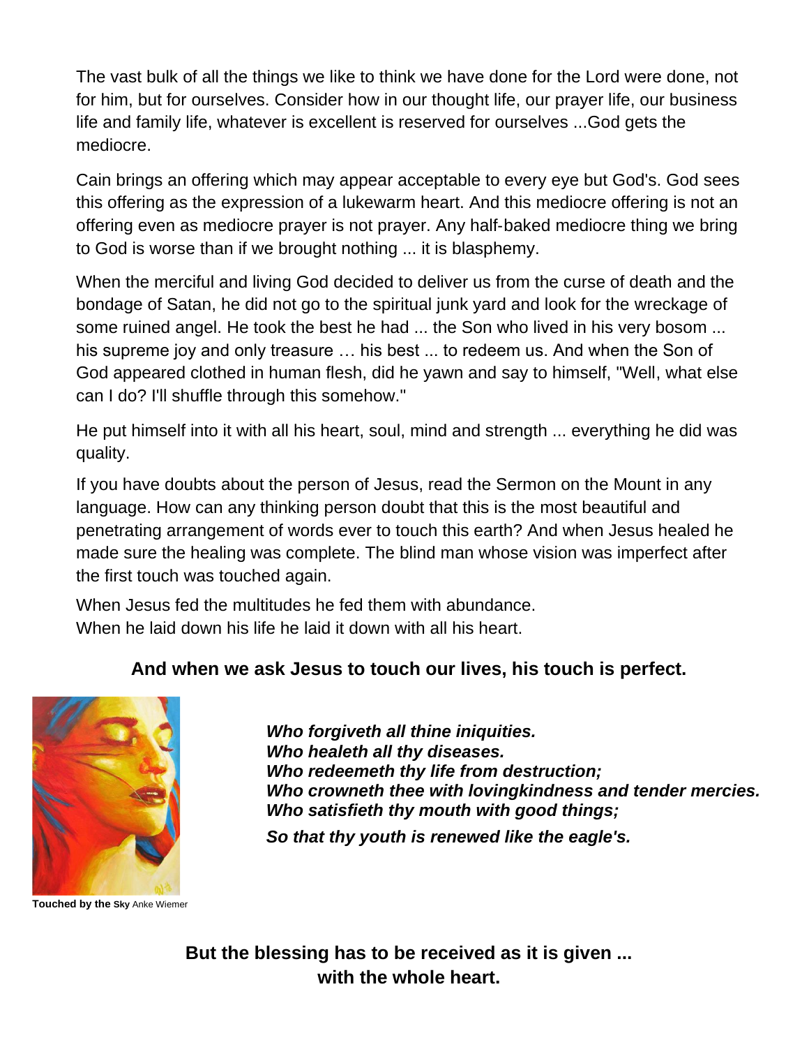The vast bulk of all the things we like to think we have done for the Lord were done, not for him, but for ourselves. Consider how in our thought life, our prayer life, our business life and family life, whatever is excellent is reserved for ourselves ...God gets the mediocre.

Cain brings an offering which may appear acceptable to every eye but God's. God sees this offering as the expression of a lukewarm heart. And this mediocre offering is not an offering even as mediocre prayer is not prayer. Any half-baked mediocre thing we bring to God is worse than if we brought nothing ... it is blasphemy.

When the merciful and living God decided to deliver us from the curse of death and the bondage of Satan, he did not go to the spiritual junk yard and look for the wreckage of some ruined angel. He took the best he had ... the Son who lived in his very bosom ... his supreme joy and only treasure … his best ... to redeem us. And when the Son of God appeared clothed in human flesh, did he yawn and say to himself, "Well, what else can I do? I'll shuffle through this somehow."

He put himself into it with all his heart, soul, mind and strength ... everything he did was quality.

If you have doubts about the person of Jesus, read the Sermon on the Mount in any language. How can any thinking person doubt that this is the most beautiful and penetrating arrangement of words ever to touch this earth? And when Jesus healed he made sure the healing was complete. The blind man whose vision was imperfect after the first touch was touched again.

When Jesus fed the multitudes he fed them with abundance.
When he laid down his life he laid it down with all his heart.

**And when we ask Jesus to touch our lives, his touch is perfect.**

***Who forgiveth all thine iniquities.***
***Who healeth all thy diseases.***
***Who redeemeth thy life from destruction;***
***Who crowneth thee with lovingkindness and tender mercies.***
***Who satisfieth thy mouth with good things;***
***So that thy youth is renewed like the eagle's.***

**Touched by the Sky** Anke Wiemer

**But the blessing has to be received as it is given ...**
**with the whole heart.**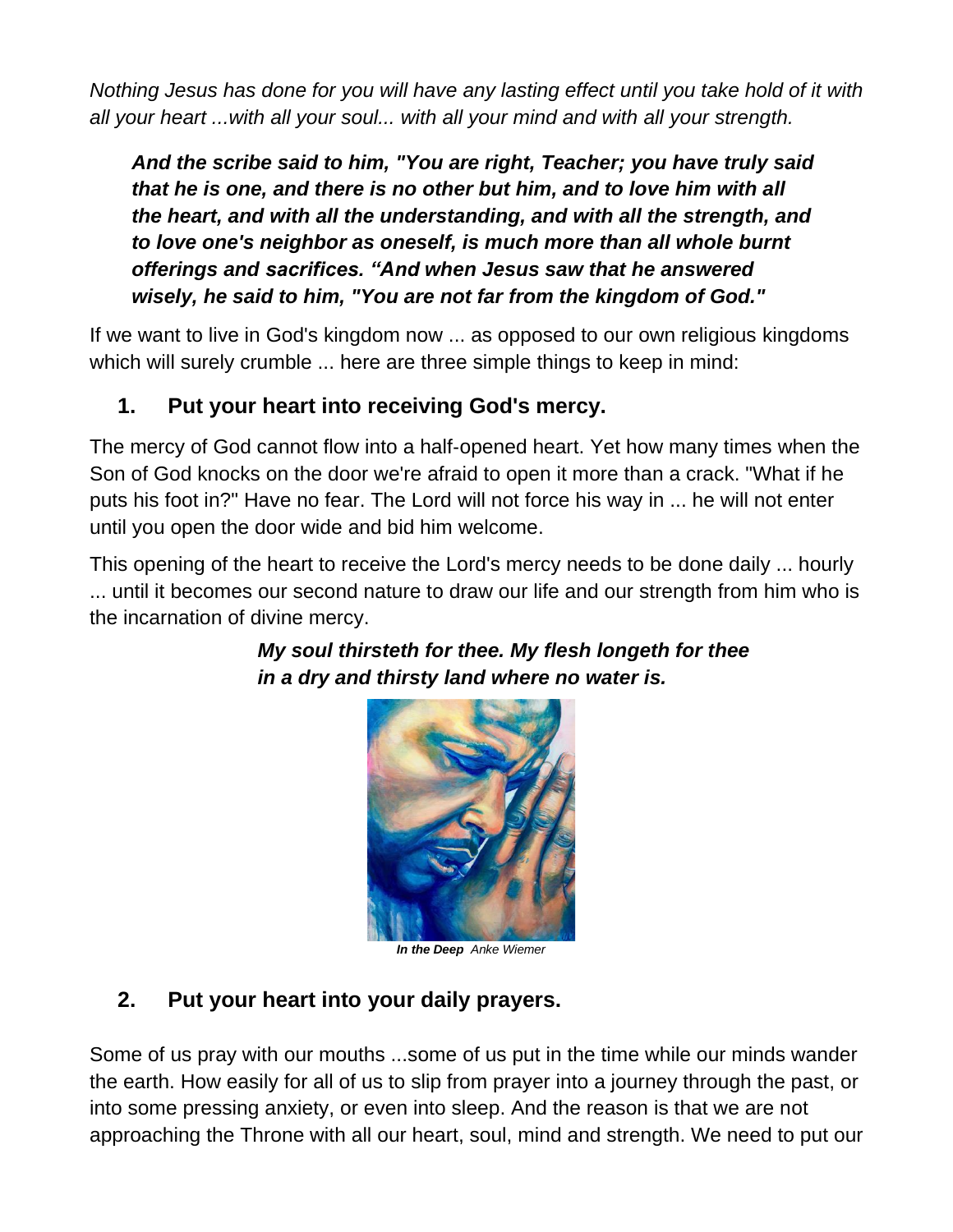*Nothing Jesus has done for you will have any lasting effect until you take hold of it with all your heart ...with all your soul... with all your mind and with all your strength.*

> ***And the scribe said to him, "You are right, Teacher; you have truly said that he is one, and there is no other but him, and to love him with all the heart, and with all the understanding, and with all the strength, and to love one's neighbor as oneself, is much more than all whole burnt offerings and sacrifices. "And when Jesus saw that he answered wisely, he said to him, "You are not far from the kingdom of God."***

If we want to live in God's kingdom now ... as opposed to our own religious kingdoms which will surely crumble ... here are three simple things to keep in mind:

### 1. Put your heart into receiving God's mercy.

The mercy of God cannot flow into a half-opened heart. Yet how many times when the Son of God knocks on the door we're afraid to open it more than a crack. "What if he puts his foot in?" Have no fear. The Lord will not force his way in ... he will not enter until you open the door wide and bid him welcome.

This opening of the heart to receive the Lord's mercy needs to be done daily ... hourly ... until it becomes our second nature to draw our life and our strength from him who is the incarnation of divine mercy.

> ***My soul thirsteth for thee. My flesh longeth for thee in a dry and thirsty land where no water is.***

***In the Deep*** *Anke Wiemer*

### 2. Put your heart into your daily prayers.

Some of us pray with our mouths ...some of us put in the time while our minds wander the earth. How easily for all of us to slip from prayer into a journey through the past, or into some pressing anxiety, or even into sleep. And the reason is that we are not approaching the Throne with all our heart, soul, mind and strength. We need to put our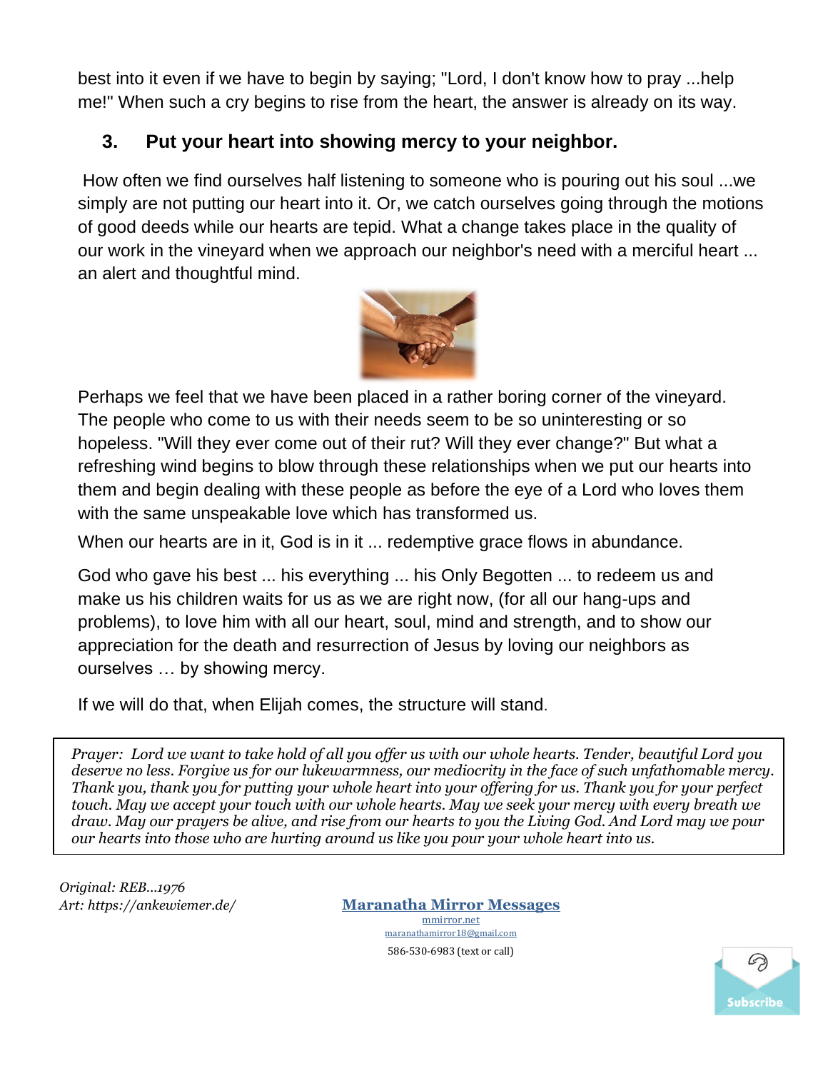best into it even if we have to begin by saying; "Lord, I don't know how to pray ...help me!" When such a cry begins to rise from the heart, the answer is already on its way.

### 3. Put your heart into showing mercy to your neighbor.

How often we find ourselves half listening to someone who is pouring out his soul ...we simply are not putting our heart into it. Or, we catch ourselves going through the motions of good deeds while our hearts are tepid. What a change takes place in the quality of our work in the vineyard when we approach our neighbor's need with a merciful heart ... an alert and thoughtful mind.

Perhaps we feel that we have been placed in a rather boring corner of the vineyard. The people who come to us with their needs seem to be so uninteresting or so hopeless. "Will they ever come out of their rut? Will they ever change?" But what a refreshing wind begins to blow through these relationships when we put our hearts into them and begin dealing with these people as before the eye of a Lord who loves them with the same unspeakable love which has transformed us.

When our hearts are in it, God is in it ... redemptive grace flows in abundance.

God who gave his best ... his everything ... his Only Begotten ... to redeem us and make us his children waits for us as we are right now, (for all our hang-ups and problems), to love him with all our heart, soul, mind and strength, and to show our appreciation for the death and resurrection of Jesus by loving our neighbors as ourselves … by showing mercy.

If we will do that, when Elijah comes, the structure will stand.

*Prayer: Lord we want to take hold of all you offer us with our whole hearts. Tender, beautiful Lord you deserve no less. Forgive us for our lukewarmness, our mediocrity in the face of such unfathomable mercy. Thank you, thank you for putting your whole heart into your offering for us. Thank you for your perfect touch. May we accept your touch with our whole hearts. May we seek your mercy with every breath we draw. May our prayers be alive, and rise from our hearts to you the Living God. And Lord may we pour our hearts into those who are hurting around us like you pour your whole heart into us.*

*Original: REB...1976*
*Art: https://ankewiemer.de/*

**Maranatha Mirror Messages**
mmirror.net
maranathamirror18@gmail.com
586-530-6983 (text or call)

Subscribe